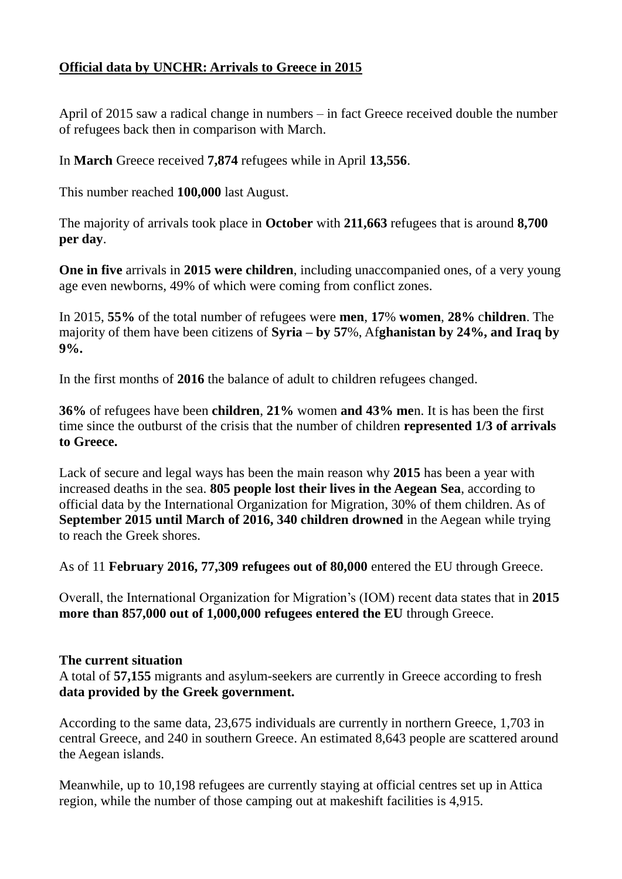**Official data by UNCHR: Arrivals to Greece in 2015**

April of 2015 saw a radical change in numbers – in fact Greece received double the number of refugees back then in comparison with March.

In **March** Greece received **7,874** refugees while in April **13,556**.

This number reached **100,000** last August.

The majority of arrivals took place in **October** with **211,663** refugees that is around **8,700 per day**.

**One in five** arrivals in **2015 were children**, including unaccompanied ones, of a very young age even newborns, 49% of which were coming from conflict zones.

In 2015, **55%** of the total number of refugees were **men**, **17**% **women**, **28%** c**hildren**. The majority of them have been citizens of **Syria – by 57**%, Af**ghanistan by 24%, and Iraq by 9%.**

In the first months of **2016** the balance of adult to children refugees changed.

**36%** of refugees have been **children**, **21%** women **and 43% me**n. It is has been the first time since the outburst of the crisis that the number of children **represented 1/3 of arrivals to Greece.**

Lack of secure and legal ways has been the main reason why **2015** has been a year with increased deaths in the sea. **805 people lost their lives in the Aegean Sea**, according to official data by the International Organization for Migration, 30% of them children. As of **September 2015 until March of 2016, 340 children drowned** in the Aegean while trying to reach the Greek shores.

As of 11 **February 2016, 77,309 refugees out of 80,000** entered the EU through Greece.

Overall, the International Organization for Migration's (IOM) recent data states that in **2015 more than 857,000 out of 1,000,000 refugees entered the EU** through Greece.

**The current situation**

A total of **57,155** migrants and asylum-seekers are currently in Greece according to fresh **data provided by the Greek government.**

According to the same data, 23,675 individuals are currently in northern Greece, 1,703 in central Greece, and 240 in southern Greece. An estimated 8,643 people are scattered around the Aegean islands.

Meanwhile, up to 10,198 refugees are currently staying at official centres set up in Attica region, while the number of those camping out at makeshift facilities is 4,915.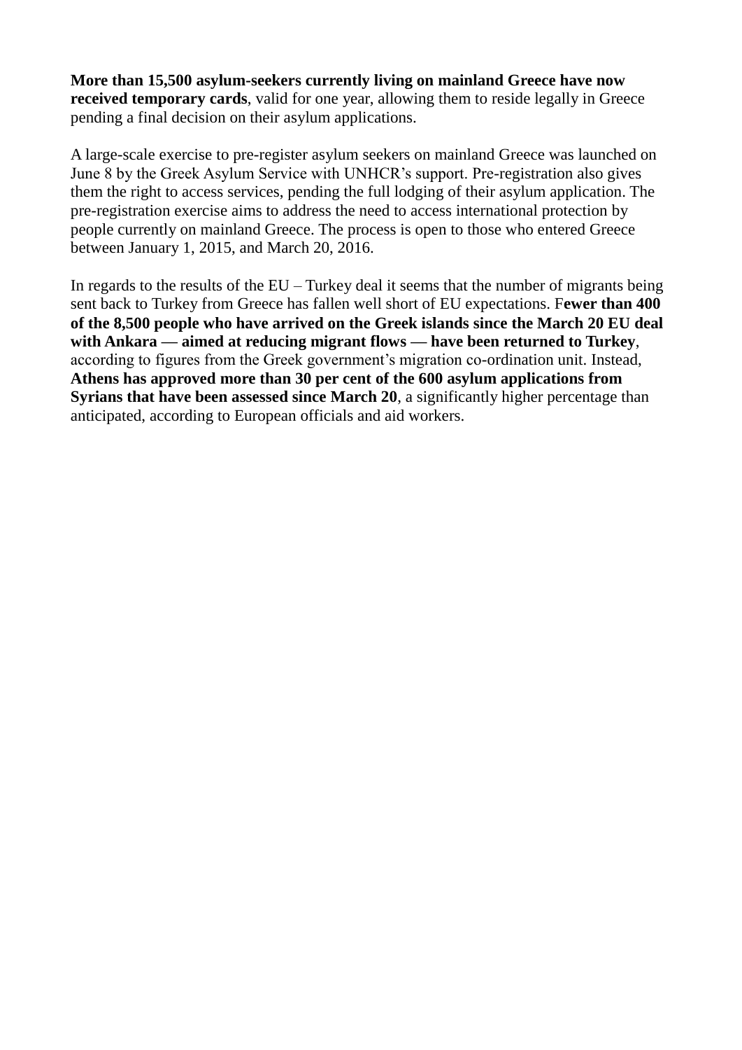**More than 15,500 asylum-seekers currently living on mainland Greece have now received temporary cards**, valid for one year, allowing them to reside legally in Greece pending a final decision on their asylum applications.

A large-scale exercise to pre-register asylum seekers on mainland Greece was launched on June 8 by the Greek Asylum Service with UNHCR's support. Pre-registration also gives them the right to access services, pending the full lodging of their asylum application. The pre-registration exercise aims to address the need to access international protection by people currently on mainland Greece. The process is open to those who entered Greece between January 1, 2015, and March 20, 2016.

In regards to the results of the EU – Turkey deal it seems that the number of migrants being sent back to Turkey from Greece has fallen well short of EU expectations. F**ewer than 400 of the 8,500 people who have arrived on the Greek islands since the March 20 EU deal with Ankara — aimed at reducing migrant flows — have been returned to Turkey**, according to figures from the Greek government's migration co-ordination unit. Instead, **Athens has approved more than 30 per cent of the 600 asylum applications from Syrians that have been assessed since March 20**, a significantly higher percentage than anticipated, according to European officials and aid workers.